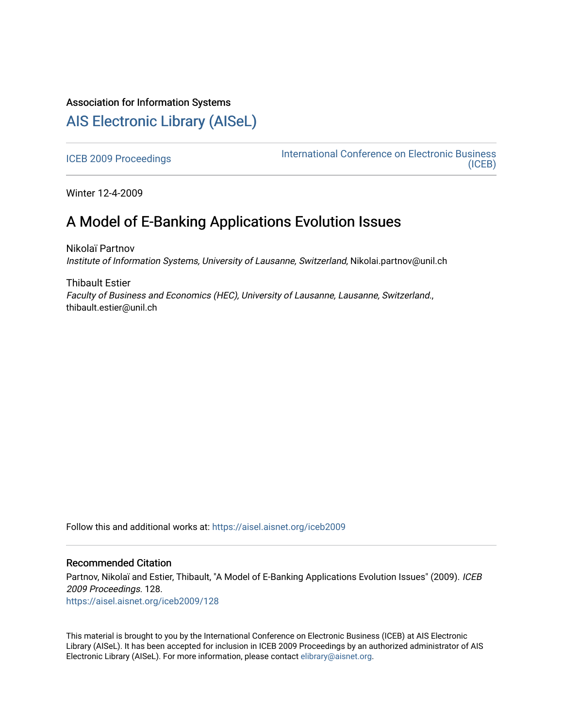Association for Information Systems

# AIS Electronic Library (AISeL)

ICEB 2009 Proceedings

International Conference on Electronic Business (ICEB)

Winter 12-4-2009

## A Model of E-Banking Applications Evolution Issues

Nikolaï Partnov
*Institute of Information Systems, University of Lausanne, Switzerland*, Nikolai.partnov@unil.ch

Thibault Estier
*Faculty of Business and Economics (HEC), University of Lausanne, Lausanne, Switzerland.*, thibault.estier@unil.ch

Follow this and additional works at: https://aisel.aisnet.org/iceb2009

### Recommended Citation

Partnov, Nikolaï and Estier, Thibault, "A Model of E-Banking Applications Evolution Issues" (2009). *ICEB 2009 Proceedings*. 128.
https://aisel.aisnet.org/iceb2009/128

This material is brought to you by the International Conference on Electronic Business (ICEB) at AIS Electronic Library (AISeL). It has been accepted for inclusion in ICEB 2009 Proceedings by an authorized administrator of AIS Electronic Library (AISeL). For more information, please contact elibrary@aisnet.org.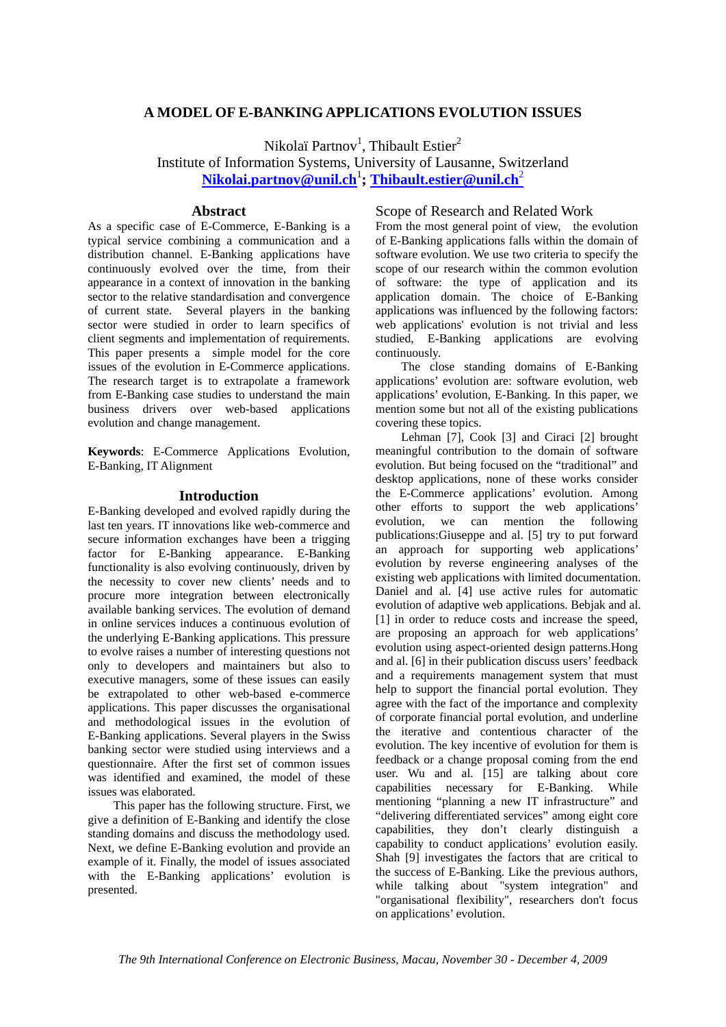# A MODEL OF E-BANKING APPLICATIONS EVOLUTION ISSUES

Nikolaï Partnov[1], Thibault Estier[2]
Institute of Information Systems, University of Lausanne, Switzerland
**Nikolai.partnov@unil.ch[1]; Thibault.estier@unil.ch[2]**

## Abstract

As a specific case of E-Commerce, E-Banking is a typical service combining a communication and a distribution channel. E-Banking applications have continuously evolved over the time, from their appearance in a context of innovation in the banking sector to the relative standardisation and convergence of current state. Several players in the banking sector were studied in order to learn specifics of client segments and implementation of requirements. This paper presents a simple model for the core issues of the evolution in E-Commerce applications. The research target is to extrapolate a framework from E-Banking case studies to understand the main business drivers over web-based applications evolution and change management.

**Keywords**: E-Commerce Applications Evolution, E-Banking, IT Alignment

## Introduction

E-Banking developed and evolved rapidly during the last ten years. IT innovations like web-commerce and secure information exchanges have been a trigging factor for E-Banking appearance. E-Banking functionality is also evolving continuously, driven by the necessity to cover new clients' needs and to procure more integration between electronically available banking services. The evolution of demand in online services induces a continuous evolution of the underlying E-Banking applications. This pressure to evolve raises a number of interesting questions not only to developers and maintainers but also to executive managers, some of these issues can easily be extrapolated to other web-based e-commerce applications. This paper discusses the organisational and methodological issues in the evolution of E-Banking applications. Several players in the Swiss banking sector were studied using interviews and a questionnaire. After the first set of common issues was identified and examined, the model of these issues was elaborated.

This paper has the following structure. First, we give a definition of E-Banking and identify the close standing domains and discuss the methodology used. Next, we define E-Banking evolution and provide an example of it. Finally, the model of issues associated with the E-Banking applications' evolution is presented.

## Scope of Research and Related Work

From the most general point of view, the evolution of E-Banking applications falls within the domain of software evolution. We use two criteria to specify the scope of our research within the common evolution of software: the type of application and its application domain. The choice of E-Banking applications was influenced by the following factors: web applications' evolution is not trivial and less studied, E-Banking applications are evolving continuously.

The close standing domains of E-Banking applications' evolution are: software evolution, web applications' evolution, E-Banking. In this paper, we mention some but not all of the existing publications covering these topics.

Lehman [7], Cook [3] and Ciraci [2] brought meaningful contribution to the domain of software evolution. But being focused on the "traditional" and desktop applications, none of these works consider the E-Commerce applications' evolution. Among other efforts to support the web applications' evolution, we can mention the following publications:Giuseppe and al. [5] try to put forward an approach for supporting web applications' evolution by reverse engineering analyses of the existing web applications with limited documentation. Daniel and al. [4] use active rules for automatic evolution of adaptive web applications. Bebjak and al. [1] in order to reduce costs and increase the speed, are proposing an approach for web applications' evolution using aspect-oriented design patterns.Hong and al. [6] in their publication discuss users' feedback and a requirements management system that must help to support the financial portal evolution. They agree with the fact of the importance and complexity of corporate financial portal evolution, and underline the iterative and contentious character of the evolution. The key incentive of evolution for them is feedback or a change proposal coming from the end user. Wu and al. [15] are talking about core capabilities necessary for E-Banking. While mentioning "planning a new IT infrastructure" and "delivering differentiated services" among eight core capabilities, they don't clearly distinguish a capability to conduct applications' evolution easily. Shah [9] investigates the factors that are critical to the success of E-Banking. Like the previous authors, while talking about "system integration" and "organisational flexibility", researchers don't focus on applications' evolution.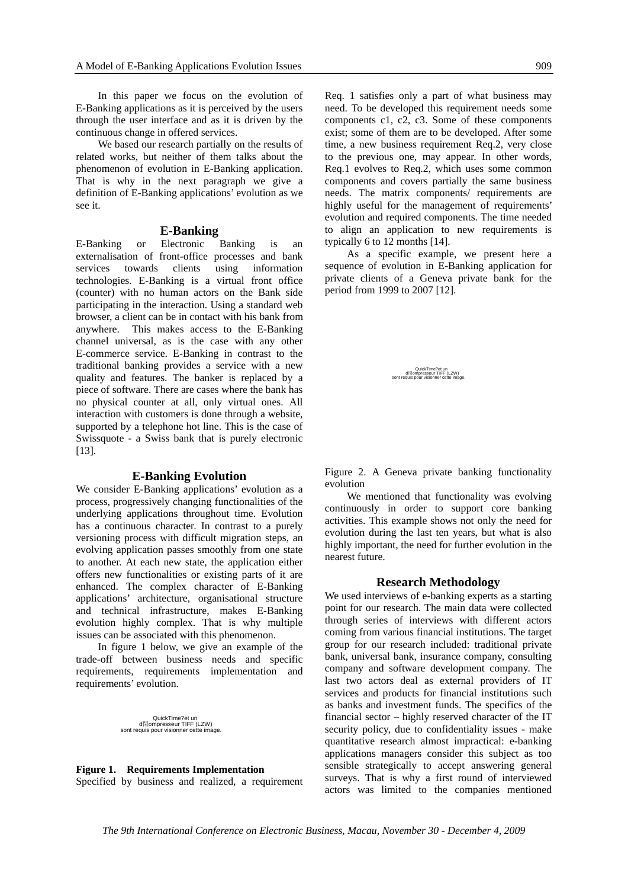In this paper we focus on the evolution of E-Banking applications as it is perceived by the users through the user interface and as it is driven by the continuous change in offered services.

We based our research partially on the results of related works, but neither of them talks about the phenomenon of evolution in E-Banking application. That is why in the next paragraph we give a definition of E-Banking applications' evolution as we see it.

## E-Banking

E-Banking or Electronic Banking is an externalisation of front-office processes and bank services towards clients using information technologies. E-Banking is a virtual front office (counter) with no human actors on the Bank side participating in the interaction. Using a standard web browser, a client can be in contact with his bank from anywhere. This makes access to the E-Banking channel universal, as is the case with any other E-commerce service. E-Banking in contrast to the traditional banking provides a service with a new quality and features. The banker is replaced by a piece of software. There are cases where the bank has no physical counter at all, only virtual ones. All interaction with customers is done through a website, supported by a telephone hot line. This is the case of Swissquote - a Swiss bank that is purely electronic [13].

## E-Banking Evolution

We consider E-Banking applications' evolution as a process, progressively changing functionalities of the underlying applications throughout time. Evolution has a continuous character. In contrast to a purely versioning process with difficult migration steps, an evolving application passes smoothly from one state to another. At each new state, the application either offers new functionalities or existing parts of it are enhanced. The complex character of E-Banking applications' architecture, organisational structure and technical infrastructure, makes E-Banking evolution highly complex. That is why multiple issues can be associated with this phenomenon.

In figure 1 below, we give an example of the trade-off between business needs and specific requirements, requirements implementation and requirements' evolution.

QuickTime?et un
d?compresseur TIFF (LZW)
sont requis pour visionner cette image.

**Figure 1. Requirements Implementation**

Specified by business and realized, a requirement Req. 1 satisfies only a part of what business may need. To be developed this requirement needs some components c1, c2, c3. Some of these components exist; some of them are to be developed. After some time, a new business requirement Req.2, very close to the previous one, may appear. In other words, Req.1 evolves to Req.2, which uses some common components and covers partially the same business needs. The matrix components/ requirements are highly useful for the management of requirements' evolution and required components. The time needed to align an application to new requirements is typically 6 to 12 months [14].

As a specific example, we present here a sequence of evolution in E-Banking application for private clients of a Geneva private bank for the period from 1999 to 2007 [12].

QuickTime?et un
d?compresseur TIFF (LZW)
sont requis pour visionner cette image.

Figure 2. A Geneva private banking functionality evolution

We mentioned that functionality was evolving continuously in order to support core banking activities. This example shows not only the need for evolution during the last ten years, but what is also highly important, the need for further evolution in the nearest future.

## Research Methodology

We used interviews of e-banking experts as a starting point for our research. The main data were collected through series of interviews with different actors coming from various financial institutions. The target group for our research included: traditional private bank, universal bank, insurance company, consulting company and software development company. The last two actors deal as external providers of IT services and products for financial institutions such as banks and investment funds. The specifics of the financial sector – highly reserved character of the IT security policy, due to confidentiality issues - make quantitative research almost impractical: e-banking applications managers consider this subject as too sensible strategically to accept answering general surveys. That is why a first round of interviewed actors was limited to the companies mentioned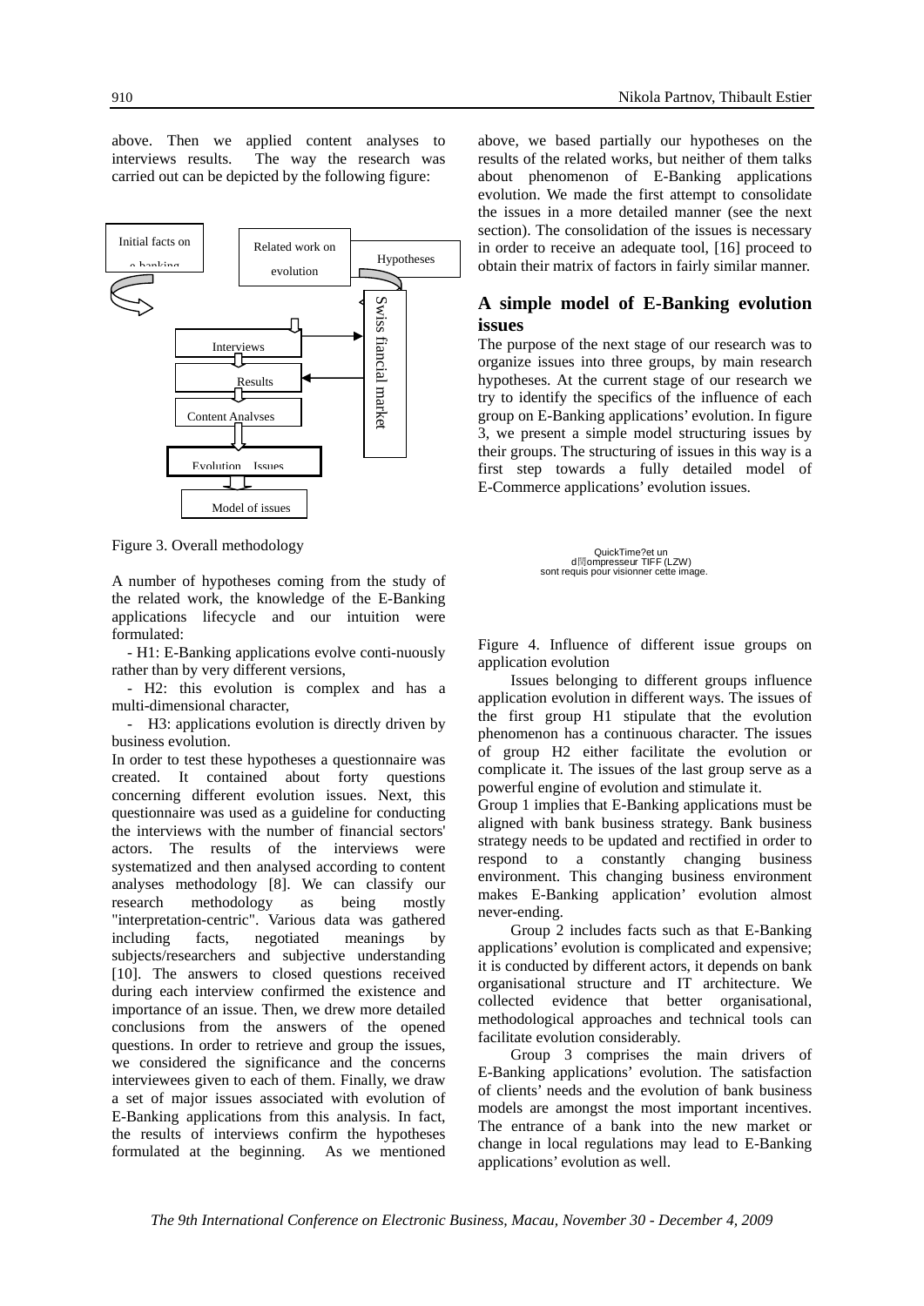above. Then we applied content analyses to interviews results. The way the research was carried out can be depicted by the following figure:

Initial facts on e-banking

Related work on evolution

Hypotheses

Swiss fiancial market

Interviews

Results

Content Analyses

Evolution Issues

Model of issues

Figure 3. Overall methodology

A number of hypotheses coming from the study of the related work, the knowledge of the E-Banking applications lifecycle and our intuition were formulated:

- H1: E-Banking applications evolve conti-nuously rather than by very different versions,

- H2: this evolution is complex and has a multi-dimensional character,

- H3: applications evolution is directly driven by business evolution.

In order to test these hypotheses a questionnaire was created. It contained about forty questions concerning different evolution issues. Next, this questionnaire was used as a guideline for conducting the interviews with the number of financial sectors' actors. The results of the interviews were systematized and then analysed according to content analyses methodology [8]. We can classify our research methodology as being mostly "interpretation-centric". Various data was gathered including facts, negotiated meanings by subjects/researchers and subjective understanding [10]. The answers to closed questions received during each interview confirmed the existence and importance of an issue. Then, we drew more detailed conclusions from the answers of the opened questions. In order to retrieve and group the issues, we considered the significance and the concerns interviewees given to each of them. Finally, we draw a set of major issues associated with evolution of E-Banking applications from this analysis. In fact, the results of interviews confirm the hypotheses formulated at the beginning. As we mentioned above, we based partially our hypotheses on the results of the related works, but neither of them talks about phenomenon of E-Banking applications evolution. We made the first attempt to consolidate the issues in a more detailed manner (see the next section). The consolidation of the issues is necessary in order to receive an adequate tool, [16] proceed to obtain their matrix of factors in fairly similar manner.

## A simple model of E-Banking evolution issues

The purpose of the next stage of our research was to organize issues into three groups, by main research hypotheses. At the current stage of our research we try to identify the specifics of the influence of each group on E-Banking applications' evolution. In figure 3, we present a simple model structuring issues by their groups. The structuring of issues in this way is a first step towards a fully detailed model of E-Commerce applications' evolution issues.

QuickTime?et un décompresseur TIFF (LZW) sont requis pour visionner cette image.

Figure 4. Influence of different issue groups on application evolution

Issues belonging to different groups influence application evolution in different ways. The issues of the first group H1 stipulate that the evolution phenomenon has a continuous character. The issues of group H2 either facilitate the evolution or complicate it. The issues of the last group serve as a powerful engine of evolution and stimulate it.

Group 1 implies that E-Banking applications must be aligned with bank business strategy. Bank business strategy needs to be updated and rectified in order to respond to a constantly changing business environment. This changing business environment makes E-Banking application' evolution almost never-ending.

Group 2 includes facts such as that E-Banking applications' evolution is complicated and expensive; it is conducted by different actors, it depends on bank organisational structure and IT architecture. We collected evidence that better organisational, methodological approaches and technical tools can facilitate evolution considerably.

Group 3 comprises the main drivers of E-Banking applications' evolution. The satisfaction of clients' needs and the evolution of bank business models are amongst the most important incentives. The entrance of a bank into the new market or change in local regulations may lead to E-Banking applications' evolution as well.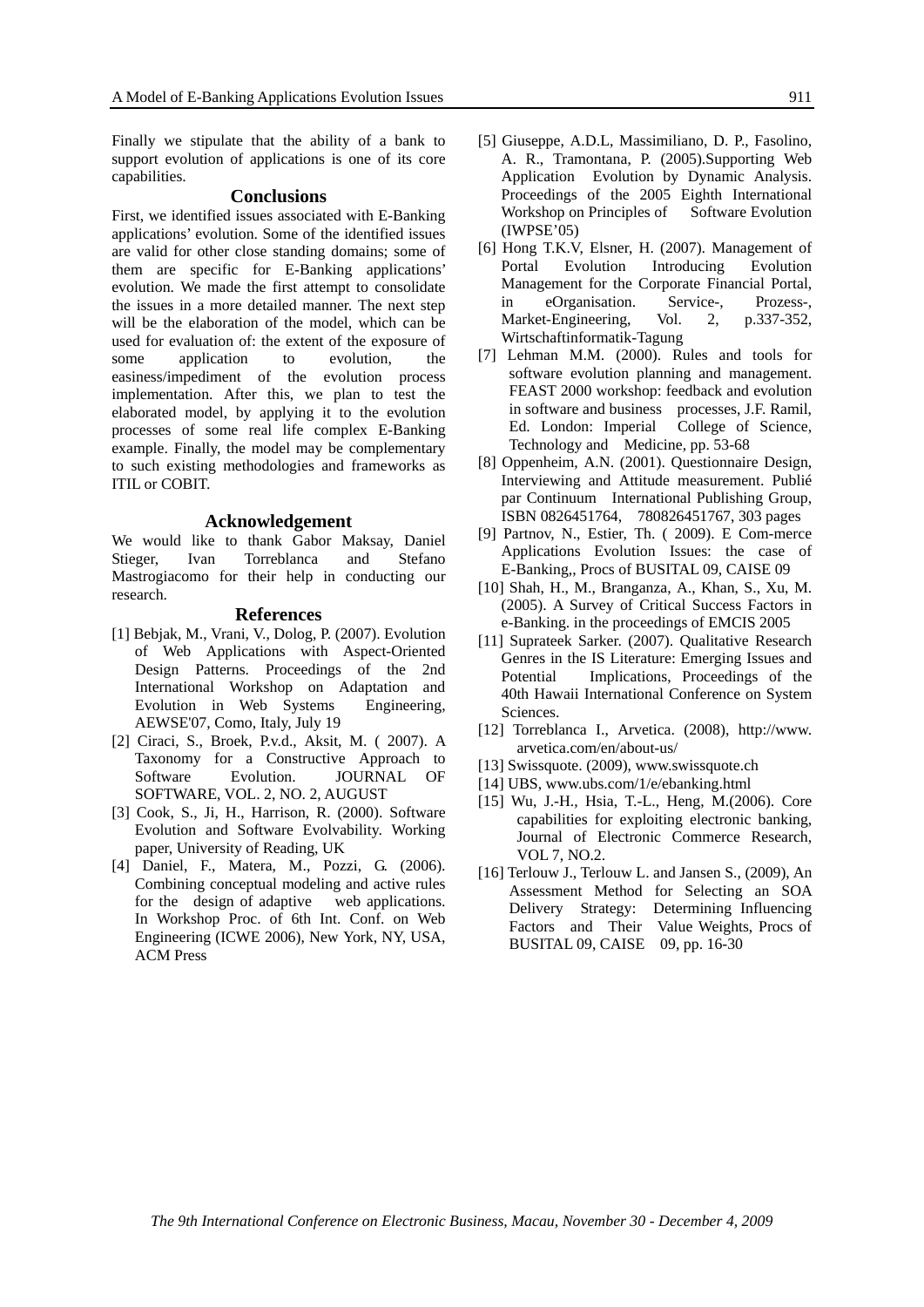Finally we stipulate that the ability of a bank to support evolution of applications is one of its core capabilities.

## Conclusions

First, we identified issues associated with E-Banking applications' evolution. Some of the identified issues are valid for other close standing domains; some of them are specific for E-Banking applications' evolution. We made the first attempt to consolidate the issues in a more detailed manner. The next step will be the elaboration of the model, which can be used for evaluation of: the extent of the exposure of some application to evolution, the easiness/impediment of the evolution process implementation. After this, we plan to test the elaborated model, by applying it to the evolution processes of some real life complex E-Banking example. Finally, the model may be complementary to such existing methodologies and frameworks as ITIL or COBIT.

## Acknowledgement

We would like to thank Gabor Maksay, Daniel Stieger, Ivan Torreblanca and Stefano Mastrogiacomo for their help in conducting our research.

## References

[1] Bebjak, M., Vrani, V., Dolog, P. (2007). Evolution of Web Applications with Aspect-Oriented Design Patterns. Proceedings of the 2nd International Workshop on Adaptation and Evolution in Web Systems Engineering, AEWSE'07, Como, Italy, July 19

[2] Ciraci, S., Broek, P.v.d., Aksit, M. ( 2007). A Taxonomy for a Constructive Approach to Software Evolution. JOURNAL OF SOFTWARE, VOL. 2, NO. 2, AUGUST

[3] Cook, S., Ji, H., Harrison, R. (2000). Software Evolution and Software Evolvability. Working paper, University of Reading, UK

[4] Daniel, F., Matera, M., Pozzi, G. (2006). Combining conceptual modeling and active rules for the design of adaptive web applications. In Workshop Proc. of 6th Int. Conf. on Web Engineering (ICWE 2006), New York, NY, USA, ACM Press

[5] Giuseppe, A.D.L, Massimiliano, D. P., Fasolino, A. R., Tramontana, P. (2005).Supporting Web Application Evolution by Dynamic Analysis. Proceedings of the 2005 Eighth International Workshop on Principles of Software Evolution (IWPSE'05)

[6] Hong T.K.V, Elsner, H. (2007). Management of Portal Evolution Introducing Evolution Management for the Corporate Financial Portal, in eOrganisation. Service-, Prozess-, Market-Engineering, Vol. 2, p.337-352, Wirtschaftinformatik-Tagung

[7] Lehman M.M. (2000). Rules and tools for software evolution planning and management. FEAST 2000 workshop: feedback and evolution in software and business processes, J.F. Ramil, Ed. London: Imperial College of Science, Technology and Medicine, pp. 53-68

[8] Oppenheim, A.N. (2001). Questionnaire Design, Interviewing and Attitude measurement. Publié par Continuum International Publishing Group, ISBN 0826451764, 780826451767, 303 pages

[9] Partnov, N., Estier, Th. ( 2009). E Com-merce Applications Evolution Issues: the case of E-Banking,, Procs of BUSITAL 09, CAISE 09

[10] Shah, H., M., Branganza, A., Khan, S., Xu, M. (2005). A Survey of Critical Success Factors in e-Banking. in the proceedings of EMCIS 2005

[11] Suprateek Sarker. (2007). Qualitative Research Genres in the IS Literature: Emerging Issues and Potential Implications, Proceedings of the 40th Hawaii International Conference on System Sciences.

[12] Torreblanca I., Arvetica. (2008), http://www.arvetica.com/en/about-us/

[13] Swissquote. (2009), www.swissquote.ch

[14] UBS, www.ubs.com/1/e/ebanking.html

[15] Wu, J.-H., Hsia, T.-L., Heng, M.(2006). Core capabilities for exploiting electronic banking, Journal of Electronic Commerce Research, VOL 7, NO.2.

[16] Terlouw J., Terlouw L. and Jansen S., (2009), An Assessment Method for Selecting an SOA Delivery Strategy: Determining Influencing Factors and Their Value Weights, Procs of BUSITAL 09, CAISE 09, pp. 16-30